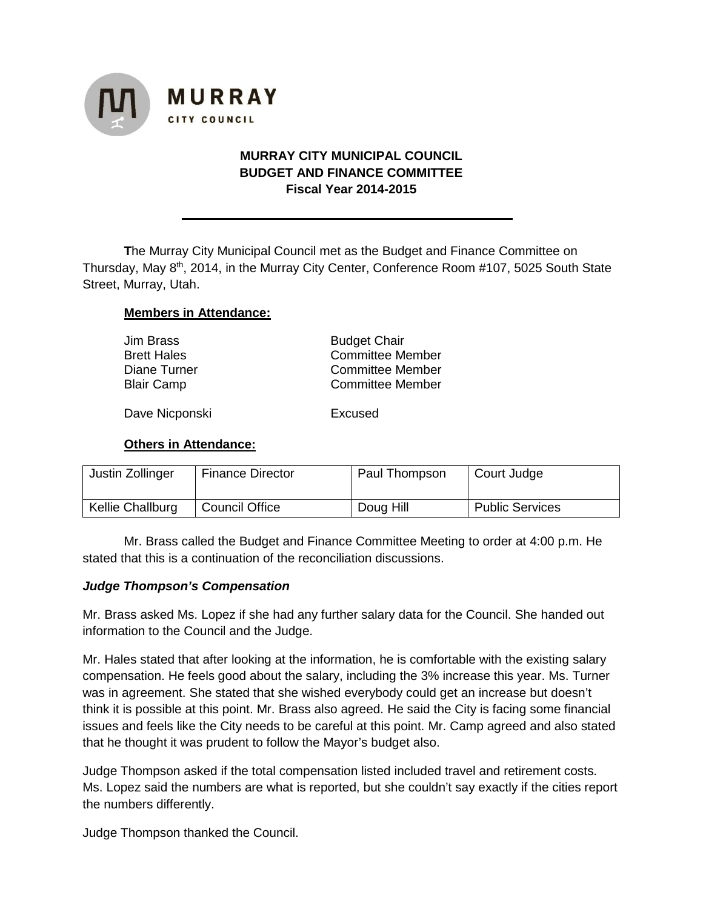**MURRAY**
CITY COUNCIL

# MURRAY CITY MUNICIPAL COUNCIL
## BUDGET AND FINANCE COMMITTEE
### Fiscal Year 2014-2015

---

**T**he Murray City Municipal Council met as the Budget and Finance Committee on Thursday, May 8th, 2014, in the Murray City Center, Conference Room #107, 5025 South State Street, Murray, Utah.

**Members in Attendance:**

| | |
|---|---|
| Jim Brass | Budget Chair |
| Brett Hales | Committee Member |
| Diane Turner | Committee Member |
| Blair Camp | Committee Member |
| Dave Nicponski | Excused |

**Others in Attendance:**

| | | | |
|---|---|---|---|
| Justin Zollinger | Finance Director | Paul Thompson | Court Judge |
| Kellie Challburg | Council Office | Doug Hill | Public Services |

Mr. Brass called the Budget and Finance Committee Meeting to order at 4:00 p.m. He stated that this is a continuation of the reconciliation discussions.

***Judge Thompson's Compensation***

Mr. Brass asked Ms. Lopez if she had any further salary data for the Council. She handed out information to the Council and the Judge.

Mr. Hales stated that after looking at the information, he is comfortable with the existing salary compensation. He feels good about the salary, including the 3% increase this year. Ms. Turner was in agreement. She stated that she wished everybody could get an increase but doesn't think it is possible at this point. Mr. Brass also agreed. He said the City is facing some financial issues and feels like the City needs to be careful at this point. Mr. Camp agreed and also stated that he thought it was prudent to follow the Mayor's budget also.

Judge Thompson asked if the total compensation listed included travel and retirement costs. Ms. Lopez said the numbers are what is reported, but she couldn't say exactly if the cities report the numbers differently.

Judge Thompson thanked the Council.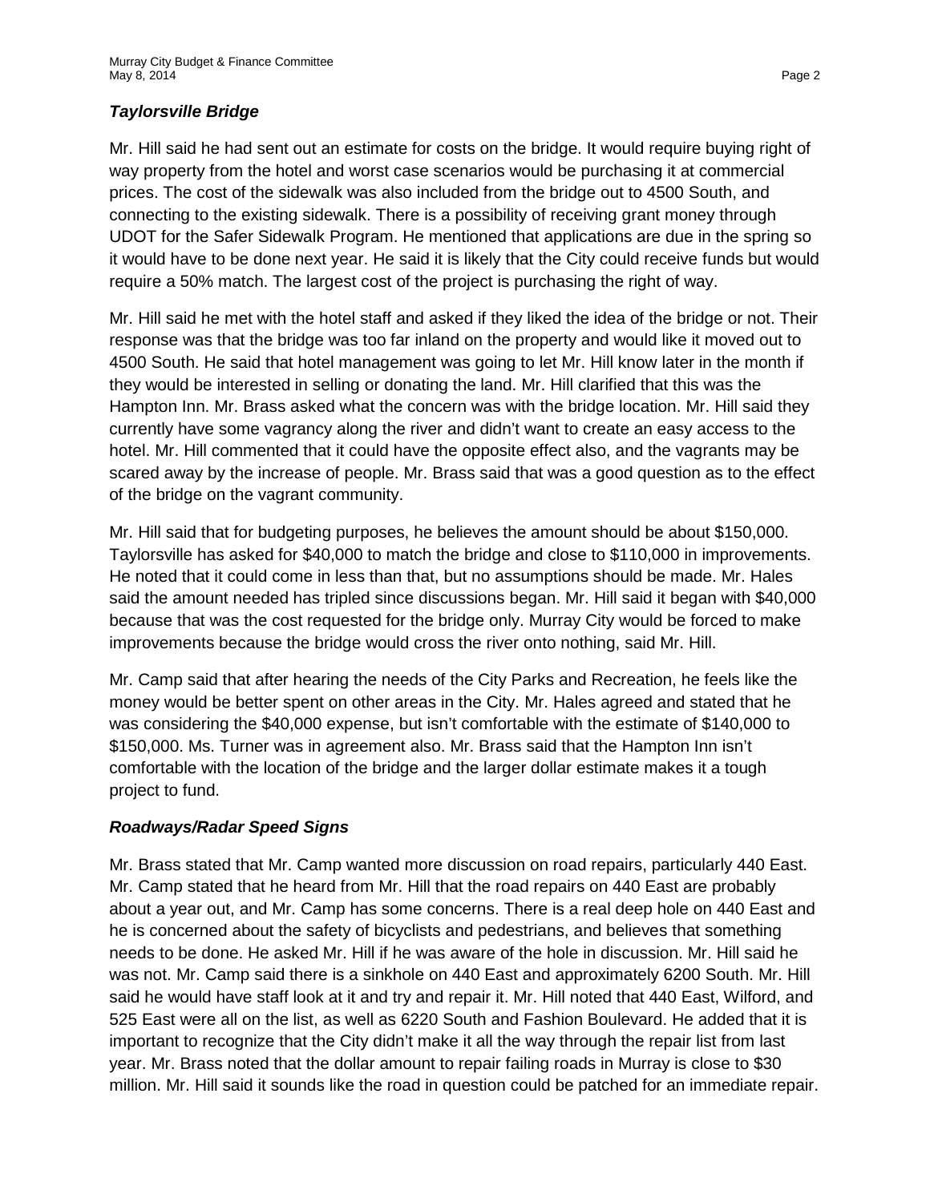### ***Taylorsville Bridge***

Mr. Hill said he had sent out an estimate for costs on the bridge. It would require buying right of way property from the hotel and worst case scenarios would be purchasing it at commercial prices. The cost of the sidewalk was also included from the bridge out to 4500 South, and connecting to the existing sidewalk. There is a possibility of receiving grant money through UDOT for the Safer Sidewalk Program. He mentioned that applications are due in the spring so it would have to be done next year. He said it is likely that the City could receive funds but would require a 50% match. The largest cost of the project is purchasing the right of way.

Mr. Hill said he met with the hotel staff and asked if they liked the idea of the bridge or not. Their response was that the bridge was too far inland on the property and would like it moved out to 4500 South. He said that hotel management was going to let Mr. Hill know later in the month if they would be interested in selling or donating the land. Mr. Hill clarified that this was the Hampton Inn. Mr. Brass asked what the concern was with the bridge location. Mr. Hill said they currently have some vagrancy along the river and didn't want to create an easy access to the hotel. Mr. Hill commented that it could have the opposite effect also, and the vagrants may be scared away by the increase of people. Mr. Brass said that was a good question as to the effect of the bridge on the vagrant community.

Mr. Hill said that for budgeting purposes, he believes the amount should be about $150,000. Taylorsville has asked for $40,000 to match the bridge and close to $110,000 in improvements. He noted that it could come in less than that, but no assumptions should be made. Mr. Hales said the amount needed has tripled since discussions began. Mr. Hill said it began with $40,000 because that was the cost requested for the bridge only. Murray City would be forced to make improvements because the bridge would cross the river onto nothing, said Mr. Hill.

Mr. Camp said that after hearing the needs of the City Parks and Recreation, he feels like the money would be better spent on other areas in the City. Mr. Hales agreed and stated that he was considering the $40,000 expense, but isn't comfortable with the estimate of $140,000 to $150,000. Ms. Turner was in agreement also. Mr. Brass said that the Hampton Inn isn't comfortable with the location of the bridge and the larger dollar estimate makes it a tough project to fund.

### ***Roadways/Radar Speed Signs***

Mr. Brass stated that Mr. Camp wanted more discussion on road repairs, particularly 440 East. Mr. Camp stated that he heard from Mr. Hill that the road repairs on 440 East are probably about a year out, and Mr. Camp has some concerns. There is a real deep hole on 440 East and he is concerned about the safety of bicyclists and pedestrians, and believes that something needs to be done. He asked Mr. Hill if he was aware of the hole in discussion. Mr. Hill said he was not. Mr. Camp said there is a sinkhole on 440 East and approximately 6200 South. Mr. Hill said he would have staff look at it and try and repair it. Mr. Hill noted that 440 East, Wilford, and 525 East were all on the list, as well as 6220 South and Fashion Boulevard. He added that it is important to recognize that the City didn't make it all the way through the repair list from last year. Mr. Brass noted that the dollar amount to repair failing roads in Murray is close to $30 million. Mr. Hill said it sounds like the road in question could be patched for an immediate repair.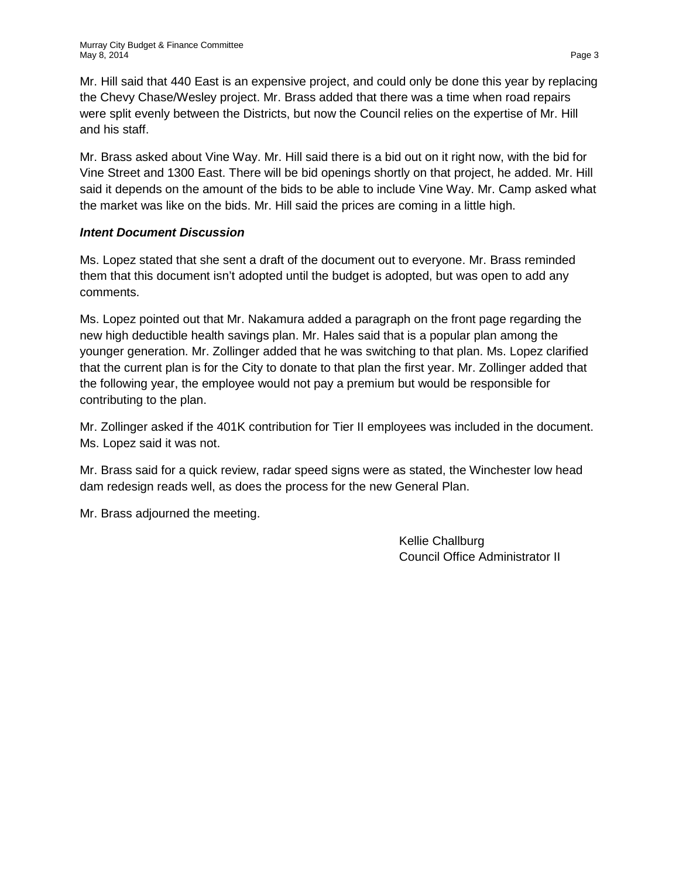Mr. Hill said that 440 East is an expensive project, and could only be done this year by replacing the Chevy Chase/Wesley project. Mr. Brass added that there was a time when road repairs were split evenly between the Districts, but now the Council relies on the expertise of Mr. Hill and his staff.

Mr. Brass asked about Vine Way. Mr. Hill said there is a bid out on it right now, with the bid for Vine Street and 1300 East. There will be bid openings shortly on that project, he added. Mr. Hill said it depends on the amount of the bids to be able to include Vine Way. Mr. Camp asked what the market was like on the bids. Mr. Hill said the prices are coming in a little high.

***Intent Document Discussion***

Ms. Lopez stated that she sent a draft of the document out to everyone. Mr. Brass reminded them that this document isn't adopted until the budget is adopted, but was open to add any comments.

Ms. Lopez pointed out that Mr. Nakamura added a paragraph on the front page regarding the new high deductible health savings plan. Mr. Hales said that is a popular plan among the younger generation. Mr. Zollinger added that he was switching to that plan. Ms. Lopez clarified that the current plan is for the City to donate to that plan the first year. Mr. Zollinger added that the following year, the employee would not pay a premium but would be responsible for contributing to the plan.

Mr. Zollinger asked if the 401K contribution for Tier II employees was included in the document. Ms. Lopez said it was not.

Mr. Brass said for a quick review, radar speed signs were as stated, the Winchester low head dam redesign reads well, as does the process for the new General Plan.

Mr. Brass adjourned the meeting.

Kellie Challburg
Council Office Administrator II